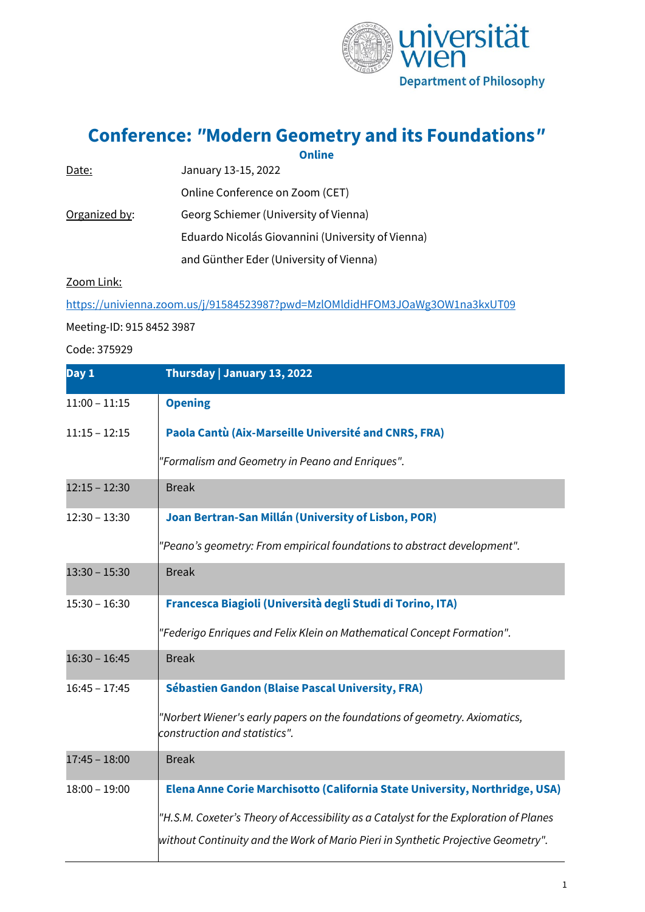universität wien
Department of Philosophy

# Conference: "Modern Geometry and its Foundations"

**Online**

Date: January 13-15, 2022

Online Conference on Zoom (CET)

Organized by: Georg Schiemer (University of Vienna)

Eduardo Nicolás Giovannini (University of Vienna)

and Günther Eder (University of Vienna)

Zoom Link:

https://univienna.zoom.us/j/91584523987?pwd=MzlOMldidHFOM3JOaWg3OW1na3kxUT09

Meeting-ID: 915 8452 3987

Code: 375929

| Day 1 | Thursday \| January 13, 2022 |
|---|---|
| 11:00 – 11:15 | **Opening** |
| 11:15 – 12:15 | **Paola Cantù (Aix-Marseille Université and CNRS, FRA)**<br>*"Formalism and Geometry in Peano and Enriques".* |
| 12:15 – 12:30 | Break |
| 12:30 – 13:30 | **Joan Bertran-San Millán (University of Lisbon, POR)**<br>*"Peano's geometry: From empirical foundations to abstract development".* |
| 13:30 – 15:30 | Break |
| 15:30 – 16:30 | **Francesca Biagioli (Università degli Studi di Torino, ITA)**<br>*"Federigo Enriques and Felix Klein on Mathematical Concept Formation".* |
| 16:30 – 16:45 | Break |
| 16:45 – 17:45 | **Sébastien Gandon (Blaise Pascal University, FRA)**<br>*"Norbert Wiener's early papers on the foundations of geometry. Axiomatics, construction and statistics".* |
| 17:45 – 18:00 | Break |
| 18:00 – 19:00 | **Elena Anne Corie Marchisotto (California State University, Northridge, USA)**<br>*"H.S.M. Coxeter's Theory of Accessibility as a Catalyst for the Exploration of Planes without Continuity and the Work of Mario Pieri in Synthetic Projective Geometry".* |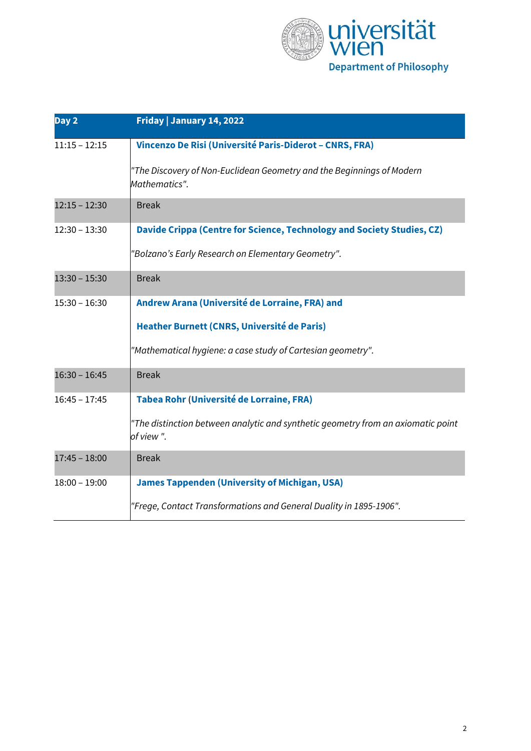| Day 2 | Friday \| January 14, 2022 |
|---|---|
| 11:15 – 12:15 | **Vincenzo De Risi (Université Paris-Diderot – CNRS, FRA)**<br><br>*"The Discovery of Non-Euclidean Geometry and the Beginnings of Modern Mathematics".* |
| 12:15 – 12:30 | Break |
| 12:30 – 13:30 | **Davide Crippa (Centre for Science, Technology and Society Studies, CZ)**<br><br>*"Bolzano's Early Research on Elementary Geometry".* |
| 13:30 – 15:30 | Break |
| 15:30 – 16:30 | **Andrew Arana (Université de Lorraine, FRA) and**<br><br>**Heather Burnett (CNRS, Université de Paris)**<br><br>*"Mathematical hygiene: a case study of Cartesian geometry".* |
| 16:30 – 16:45 | Break |
| 16:45 – 17:45 | **Tabea Rohr (Université de Lorraine, FRA)**<br><br>*"The distinction between analytic and synthetic geometry from an axiomatic point of view ".* |
| 17:45 – 18:00 | Break |
| 18:00 – 19:00 | **James Tappenden (University of Michigan, USA)**<br><br>*"Frege, Contact Transformations and General Duality in 1895-1906".* |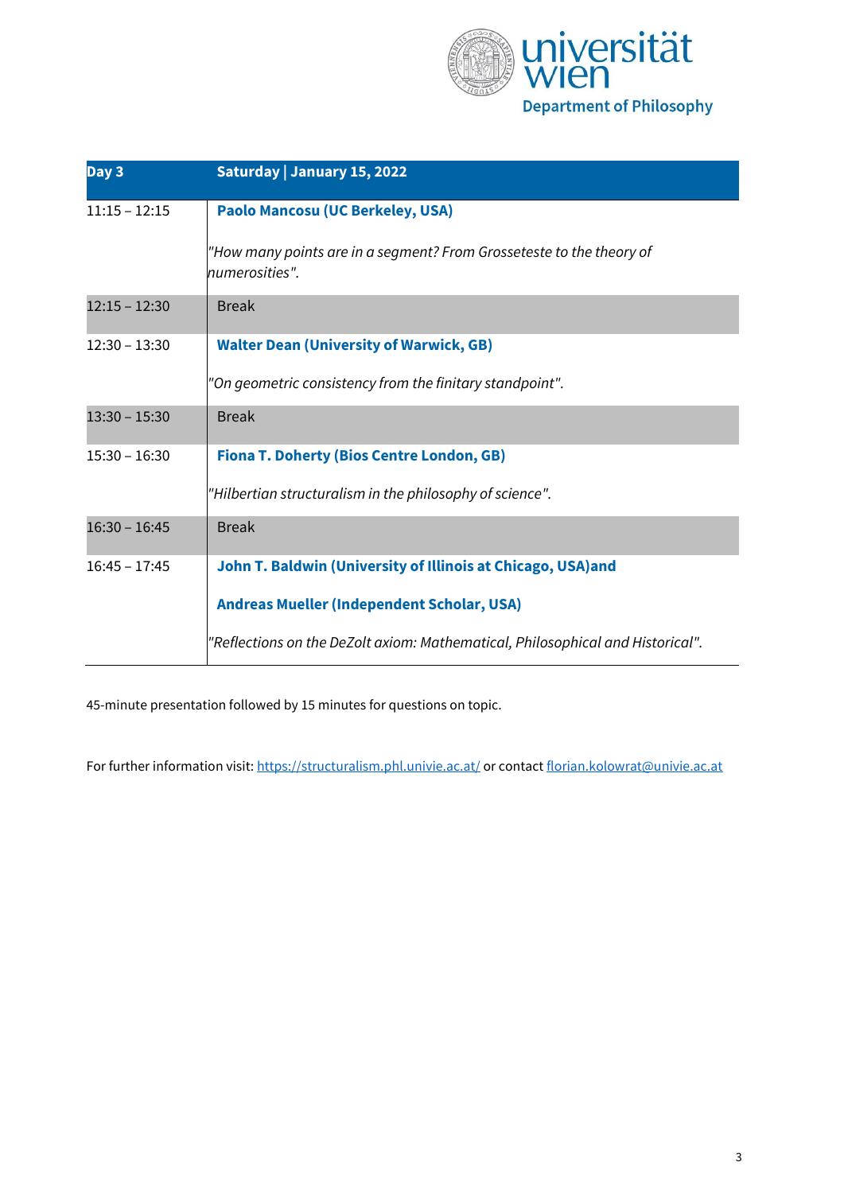universität wien
Department of Philosophy

| Day 3 | Saturday \| January 15, 2022 |
|---|---|
| 11:15 – 12:15 | **Paolo Mancosu (UC Berkeley, USA)**<br><br>*"How many points are in a segment? From Grosseteste to the theory of numerosities".* |
| 12:15 – 12:30 | Break |
| 12:30 – 13:30 | **Walter Dean (University of Warwick, GB)**<br><br>*"On geometric consistency from the finitary standpoint".* |
| 13:30 – 15:30 | Break |
| 15:30 – 16:30 | **Fiona T. Doherty (Bios Centre London, GB)**<br><br>*"Hilbertian structuralism in the philosophy of science".* |
| 16:30 – 16:45 | Break |
| 16:45 – 17:45 | **John T. Baldwin (University of Illinois at Chicago, USA)and**<br><br>**Andreas Mueller (Independent Scholar, USA)**<br><br>*"Reflections on the DeZolt axiom: Mathematical, Philosophical and Historical".* |

45-minute presentation followed by 15 minutes for questions on topic.

For further information visit: https://structuralism.phl.univie.ac.at/ or contact florian.kolowrat@univie.ac.at